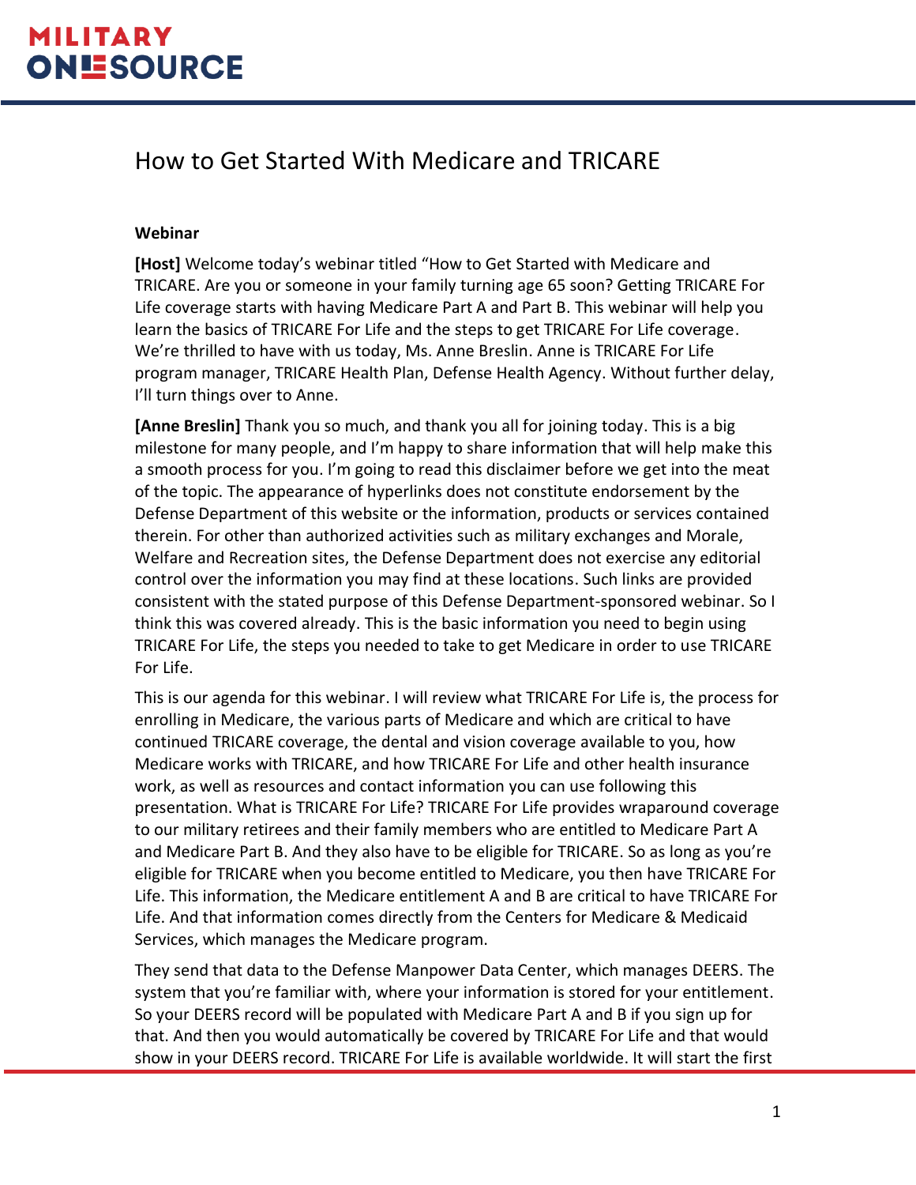# How to Get Started With Medicare and TRICARE

**Webinar**

**[Host]** Welcome today's webinar titled "How to Get Started with Medicare and TRICARE. Are you or someone in your family turning age 65 soon? Getting TRICARE For Life coverage starts with having Medicare Part A and Part B. This webinar will help you learn the basics of TRICARE For Life and the steps to get TRICARE For Life coverage. We're thrilled to have with us today, Ms. Anne Breslin. Anne is TRICARE For Life program manager, TRICARE Health Plan, Defense Health Agency. Without further delay, I'll turn things over to Anne.

**[Anne Breslin]** Thank you so much, and thank you all for joining today. This is a big milestone for many people, and I'm happy to share information that will help make this a smooth process for you. I'm going to read this disclaimer before we get into the meat of the topic. The appearance of hyperlinks does not constitute endorsement by the Defense Department of this website or the information, products or services contained therein. For other than authorized activities such as military exchanges and Morale, Welfare and Recreation sites, the Defense Department does not exercise any editorial control over the information you may find at these locations. Such links are provided consistent with the stated purpose of this Defense Department-sponsored webinar. So I think this was covered already. This is the basic information you need to begin using TRICARE For Life, the steps you needed to take to get Medicare in order to use TRICARE For Life.

This is our agenda for this webinar. I will review what TRICARE For Life is, the process for enrolling in Medicare, the various parts of Medicare and which are critical to have continued TRICARE coverage, the dental and vision coverage available to you, how Medicare works with TRICARE, and how TRICARE For Life and other health insurance work, as well as resources and contact information you can use following this presentation. What is TRICARE For Life? TRICARE For Life provides wraparound coverage to our military retirees and their family members who are entitled to Medicare Part A and Medicare Part B. And they also have to be eligible for TRICARE. So as long as you're eligible for TRICARE when you become entitled to Medicare, you then have TRICARE For Life. This information, the Medicare entitlement A and B are critical to have TRICARE For Life. And that information comes directly from the Centers for Medicare & Medicaid Services, which manages the Medicare program.

They send that data to the Defense Manpower Data Center, which manages DEERS. The system that you're familiar with, where your information is stored for your entitlement. So your DEERS record will be populated with Medicare Part A and B if you sign up for that. And then you would automatically be covered by TRICARE For Life and that would show in your DEERS record. TRICARE For Life is available worldwide. It will start the first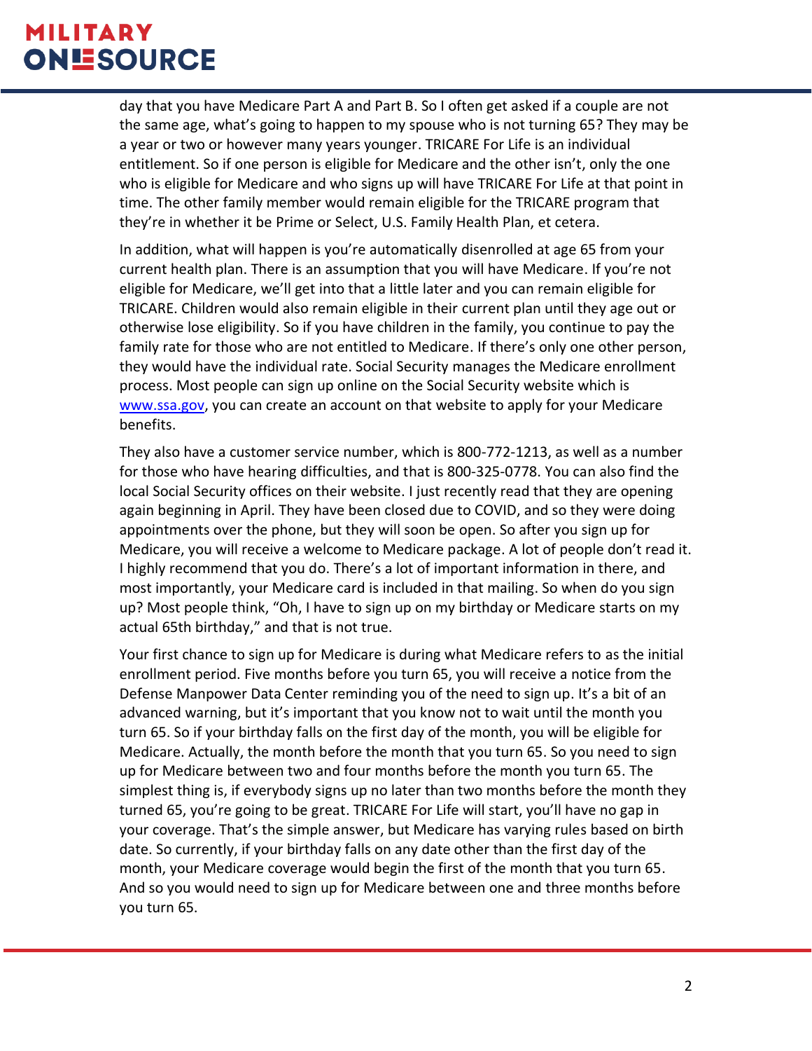day that you have Medicare Part A and Part B. So I often get asked if a couple are not the same age, what's going to happen to my spouse who is not turning 65? They may be a year or two or however many years younger. TRICARE For Life is an individual entitlement. So if one person is eligible for Medicare and the other isn't, only the one who is eligible for Medicare and who signs up will have TRICARE For Life at that point in time. The other family member would remain eligible for the TRICARE program that they're in whether it be Prime or Select, U.S. Family Health Plan, et cetera.

In addition, what will happen is you're automatically disenrolled at age 65 from your current health plan. There is an assumption that you will have Medicare. If you're not eligible for Medicare, we'll get into that a little later and you can remain eligible for TRICARE. Children would also remain eligible in their current plan until they age out or otherwise lose eligibility. So if you have children in the family, you continue to pay the family rate for those who are not entitled to Medicare. If there's only one other person, they would have the individual rate. Social Security manages the Medicare enrollment process. Most people can sign up online on the Social Security website which is [www.ssa.gov](http://www.ssa.gov), you can create an account on that website to apply for your Medicare benefits.

They also have a customer service number, which is 800-772-1213, as well as a number for those who have hearing difficulties, and that is 800-325-0778. You can also find the local Social Security offices on their website. I just recently read that they are opening again beginning in April. They have been closed due to COVID, and so they were doing appointments over the phone, but they will soon be open. So after you sign up for Medicare, you will receive a welcome to Medicare package. A lot of people don't read it. I highly recommend that you do. There's a lot of important information in there, and most importantly, your Medicare card is included in that mailing. So when do you sign up? Most people think, "Oh, I have to sign up on my birthday or Medicare starts on my actual 65th birthday," and that is not true.

Your first chance to sign up for Medicare is during what Medicare refers to as the initial enrollment period. Five months before you turn 65, you will receive a notice from the Defense Manpower Data Center reminding you of the need to sign up. It's a bit of an advanced warning, but it's important that you know not to wait until the month you turn 65. So if your birthday falls on the first day of the month, you will be eligible for Medicare. Actually, the month before the month that you turn 65. So you need to sign up for Medicare between two and four months before the month you turn 65. The simplest thing is, if everybody signs up no later than two months before the month they turned 65, you're going to be great. TRICARE For Life will start, you'll have no gap in your coverage. That's the simple answer, but Medicare has varying rules based on birth date. So currently, if your birthday falls on any date other than the first day of the month, your Medicare coverage would begin the first of the month that you turn 65. And so you would need to sign up for Medicare between one and three months before you turn 65.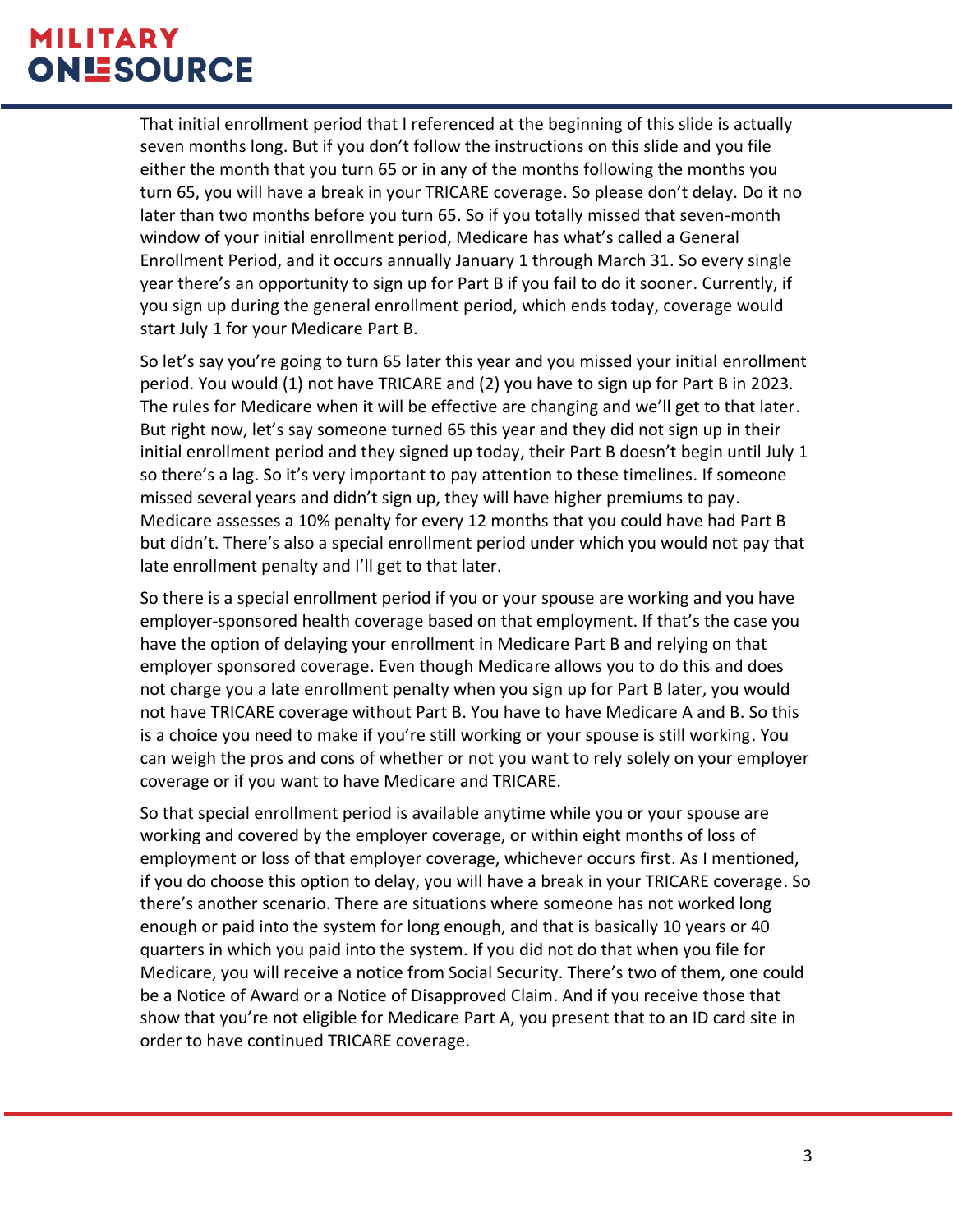That initial enrollment period that I referenced at the beginning of this slide is actually seven months long. But if you don't follow the instructions on this slide and you file either the month that you turn 65 or in any of the months following the months you turn 65, you will have a break in your TRICARE coverage. So please don't delay. Do it no later than two months before you turn 65. So if you totally missed that seven-month window of your initial enrollment period, Medicare has what's called a General Enrollment Period, and it occurs annually January 1 through March 31. So every single year there's an opportunity to sign up for Part B if you fail to do it sooner. Currently, if you sign up during the general enrollment period, which ends today, coverage would start July 1 for your Medicare Part B.

So let's say you're going to turn 65 later this year and you missed your initial enrollment period. You would (1) not have TRICARE and (2) you have to sign up for Part B in 2023. The rules for Medicare when it will be effective are changing and we'll get to that later. But right now, let's say someone turned 65 this year and they did not sign up in their initial enrollment period and they signed up today, their Part B doesn't begin until July 1 so there's a lag. So it's very important to pay attention to these timelines. If someone missed several years and didn't sign up, they will have higher premiums to pay. Medicare assesses a 10% penalty for every 12 months that you could have had Part B but didn't. There's also a special enrollment period under which you would not pay that late enrollment penalty and I'll get to that later.

So there is a special enrollment period if you or your spouse are working and you have employer-sponsored health coverage based on that employment. If that's the case you have the option of delaying your enrollment in Medicare Part B and relying on that employer sponsored coverage. Even though Medicare allows you to do this and does not charge you a late enrollment penalty when you sign up for Part B later, you would not have TRICARE coverage without Part B. You have to have Medicare A and B. So this is a choice you need to make if you're still working or your spouse is still working. You can weigh the pros and cons of whether or not you want to rely solely on your employer coverage or if you want to have Medicare and TRICARE.

So that special enrollment period is available anytime while you or your spouse are working and covered by the employer coverage, or within eight months of loss of employment or loss of that employer coverage, whichever occurs first. As I mentioned, if you do choose this option to delay, you will have a break in your TRICARE coverage. So there's another scenario. There are situations where someone has not worked long enough or paid into the system for long enough, and that is basically 10 years or 40 quarters in which you paid into the system. If you did not do that when you file for Medicare, you will receive a notice from Social Security. There's two of them, one could be a Notice of Award or a Notice of Disapproved Claim. And if you receive those that show that you're not eligible for Medicare Part A, you present that to an ID card site in order to have continued TRICARE coverage.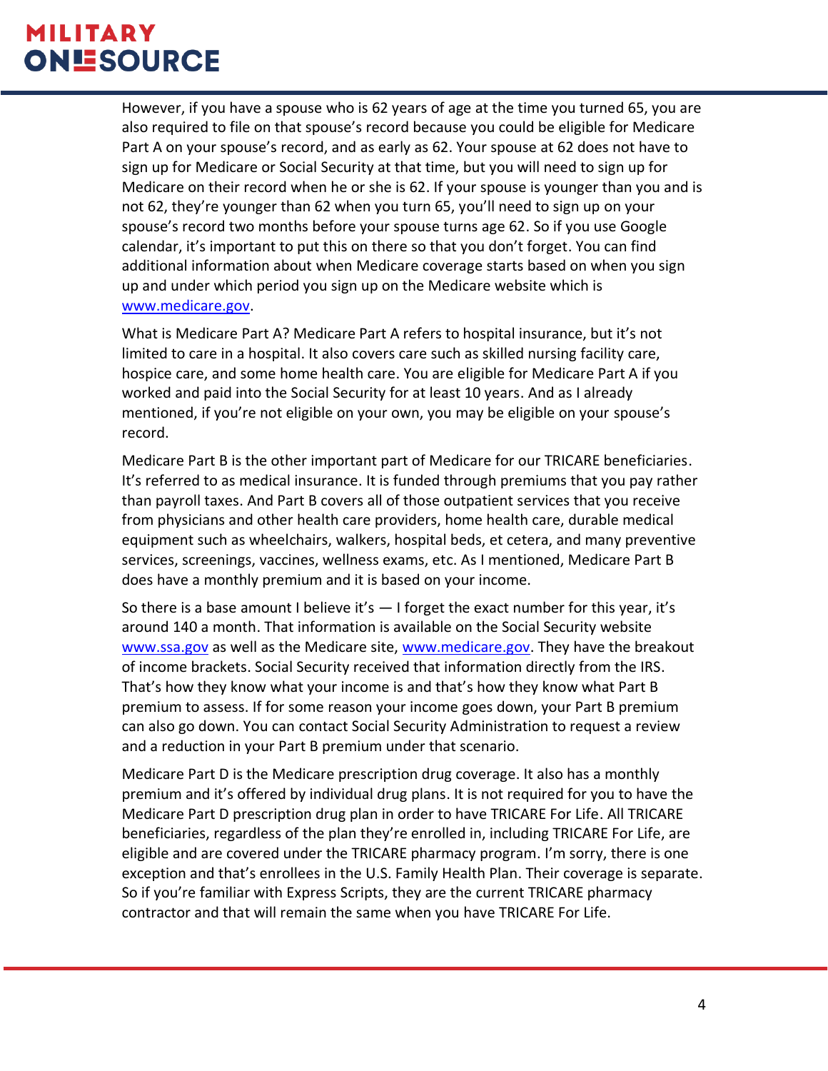However, if you have a spouse who is 62 years of age at the time you turned 65, you are also required to file on that spouse's record because you could be eligible for Medicare Part A on your spouse's record, and as early as 62. Your spouse at 62 does not have to sign up for Medicare or Social Security at that time, but you will need to sign up for Medicare on their record when he or she is 62. If your spouse is younger than you and is not 62, they're younger than 62 when you turn 65, you'll need to sign up on your spouse's record two months before your spouse turns age 62. So if you use Google calendar, it's important to put this on there so that you don't forget. You can find additional information about when Medicare coverage starts based on when you sign up and under which period you sign up on the Medicare website which is [www.medicare.gov](http://www.medicare.gov).

What is Medicare Part A? Medicare Part A refers to hospital insurance, but it's not limited to care in a hospital. It also covers care such as skilled nursing facility care, hospice care, and some home health care. You are eligible for Medicare Part A if you worked and paid into the Social Security for at least 10 years. And as I already mentioned, if you're not eligible on your own, you may be eligible on your spouse's record.

Medicare Part B is the other important part of Medicare for our TRICARE beneficiaries. It's referred to as medical insurance. It is funded through premiums that you pay rather than payroll taxes. And Part B covers all of those outpatient services that you receive from physicians and other health care providers, home health care, durable medical equipment such as wheelchairs, walkers, hospital beds, et cetera, and many preventive services, screenings, vaccines, wellness exams, etc. As I mentioned, Medicare Part B does have a monthly premium and it is based on your income.

So there is a base amount I believe it's — I forget the exact number for this year, it's around 140 a month. That information is available on the Social Security website [www.ssa.gov](http://www.ssa.gov) as well as the Medicare site, [www.medicare.gov](http://www.medicare.gov). They have the breakout of income brackets. Social Security received that information directly from the IRS. That's how they know what your income is and that's how they know what Part B premium to assess. If for some reason your income goes down, your Part B premium can also go down. You can contact Social Security Administration to request a review and a reduction in your Part B premium under that scenario.

Medicare Part D is the Medicare prescription drug coverage. It also has a monthly premium and it's offered by individual drug plans. It is not required for you to have the Medicare Part D prescription drug plan in order to have TRICARE For Life. All TRICARE beneficiaries, regardless of the plan they're enrolled in, including TRICARE For Life, are eligible and are covered under the TRICARE pharmacy program. I'm sorry, there is one exception and that's enrollees in the U.S. Family Health Plan. Their coverage is separate. So if you're familiar with Express Scripts, they are the current TRICARE pharmacy contractor and that will remain the same when you have TRICARE For Life.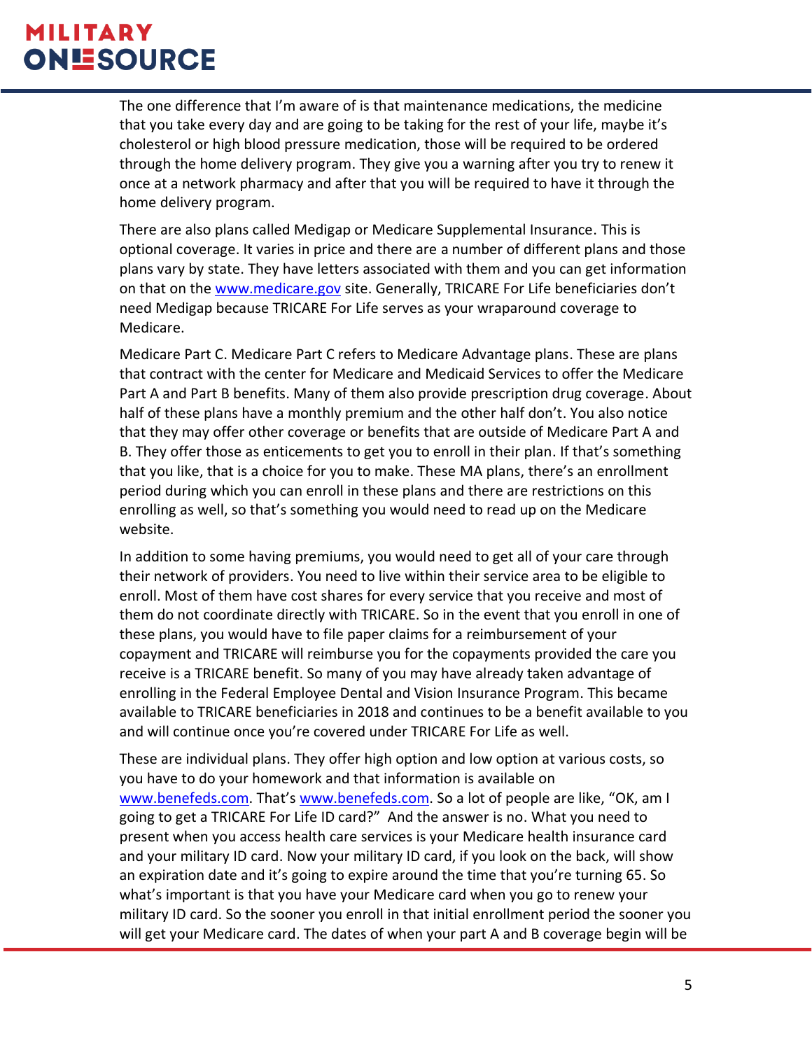The one difference that I'm aware of is that maintenance medications, the medicine that you take every day and are going to be taking for the rest of your life, maybe it's cholesterol or high blood pressure medication, those will be required to be ordered through the home delivery program. They give you a warning after you try to renew it once at a network pharmacy and after that you will be required to have it through the home delivery program.

There are also plans called Medigap or Medicare Supplemental Insurance. This is optional coverage. It varies in price and there are a number of different plans and those plans vary by state. They have letters associated with them and you can get information on that on the [www.medicare.gov](www.medicare.gov) site. Generally, TRICARE For Life beneficiaries don't need Medigap because TRICARE For Life serves as your wraparound coverage to Medicare.

Medicare Part C. Medicare Part C refers to Medicare Advantage plans. These are plans that contract with the center for Medicare and Medicaid Services to offer the Medicare Part A and Part B benefits. Many of them also provide prescription drug coverage. About half of these plans have a monthly premium and the other half don't. You also notice that they may offer other coverage or benefits that are outside of Medicare Part A and B. They offer those as enticements to get you to enroll in their plan. If that's something that you like, that is a choice for you to make. These MA plans, there's an enrollment period during which you can enroll in these plans and there are restrictions on this enrolling as well, so that's something you would need to read up on the Medicare website.

In addition to some having premiums, you would need to get all of your care through their network of providers. You need to live within their service area to be eligible to enroll. Most of them have cost shares for every service that you receive and most of them do not coordinate directly with TRICARE. So in the event that you enroll in one of these plans, you would have to file paper claims for a reimbursement of your copayment and TRICARE will reimburse you for the copayments provided the care you receive is a TRICARE benefit. So many of you may have already taken advantage of enrolling in the Federal Employee Dental and Vision Insurance Program. This became available to TRICARE beneficiaries in 2018 and continues to be a benefit available to you and will continue once you're covered under TRICARE For Life as well.

These are individual plans. They offer high option and low option at various costs, so you have to do your homework and that information is available on [www.benefeds.com](www.benefeds.com). That's [www.benefeds.com](www.benefeds.com). So a lot of people are like, "OK, am I going to get a TRICARE For Life ID card?" And the answer is no. What you need to present when you access health care services is your Medicare health insurance card and your military ID card. Now your military ID card, if you look on the back, will show an expiration date and it's going to expire around the time that you're turning 65. So what's important is that you have your Medicare card when you go to renew your military ID card. So the sooner you enroll in that initial enrollment period the sooner you will get your Medicare card. The dates of when your part A and B coverage begin will be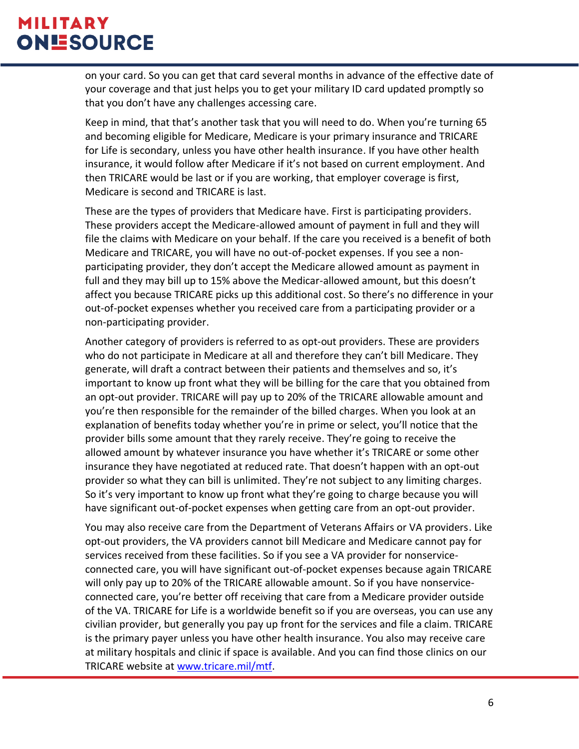on your card. So you can get that card several months in advance of the effective date of your coverage and that just helps you to get your military ID card updated promptly so that you don't have any challenges accessing care.

Keep in mind, that that's another task that you will need to do. When you're turning 65 and becoming eligible for Medicare, Medicare is your primary insurance and TRICARE for Life is secondary, unless you have other health insurance. If you have other health insurance, it would follow after Medicare if it's not based on current employment. And then TRICARE would be last or if you are working, that employer coverage is first, Medicare is second and TRICARE is last.

These are the types of providers that Medicare have. First is participating providers. These providers accept the Medicare-allowed amount of payment in full and they will file the claims with Medicare on your behalf. If the care you received is a benefit of both Medicare and TRICARE, you will have no out-of-pocket expenses. If you see a non-participating provider, they don't accept the Medicare allowed amount as payment in full and they may bill up to 15% above the Medicar-allowed amount, but this doesn't affect you because TRICARE picks up this additional cost. So there's no difference in your out-of-pocket expenses whether you received care from a participating provider or a non-participating provider.

Another category of providers is referred to as opt-out providers. These are providers who do not participate in Medicare at all and therefore they can't bill Medicare. They generate, will draft a contract between their patients and themselves and so, it's important to know up front what they will be billing for the care that you obtained from an opt-out provider. TRICARE will pay up to 20% of the TRICARE allowable amount and you're then responsible for the remainder of the billed charges. When you look at an explanation of benefits today whether you're in prime or select, you'll notice that the provider bills some amount that they rarely receive. They're going to receive the allowed amount by whatever insurance you have whether it's TRICARE or some other insurance they have negotiated at reduced rate. That doesn't happen with an opt-out provider so what they can bill is unlimited. They're not subject to any limiting charges. So it's very important to know up front what they're going to charge because you will have significant out-of-pocket expenses when getting care from an opt-out provider.

You may also receive care from the Department of Veterans Affairs or VA providers. Like opt-out providers, the VA providers cannot bill Medicare and Medicare cannot pay for services received from these facilities. So if you see a VA provider for nonservice-connected care, you will have significant out-of-pocket expenses because again TRICARE will only pay up to 20% of the TRICARE allowable amount. So if you have nonservice-connected care, you're better off receiving that care from a Medicare provider outside of the VA. TRICARE for Life is a worldwide benefit so if you are overseas, you can use any civilian provider, but generally you pay up front for the services and file a claim. TRICARE is the primary payer unless you have other health insurance. You also may receive care at military hospitals and clinic if space is available. And you can find those clinics on our TRICARE website at [www.tricare.mil/mtf](www.tricare.mil/mtf).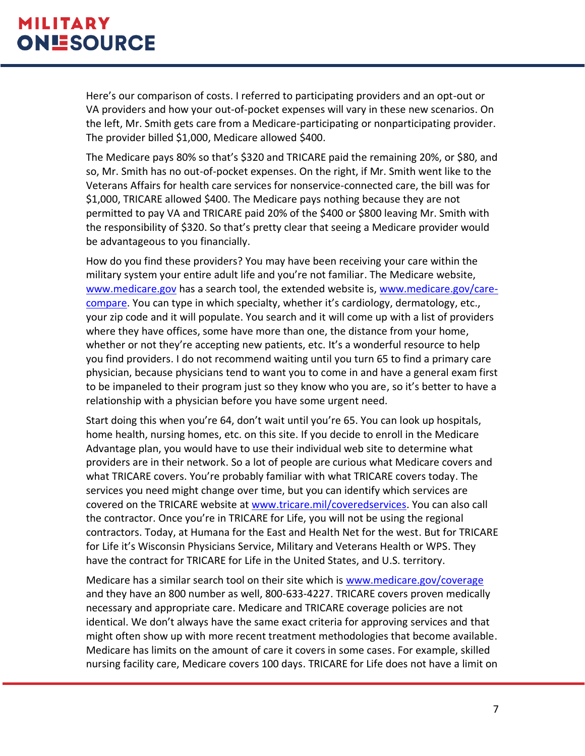Here's our comparison of costs. I referred to participating providers and an opt-out or VA providers and how your out-of-pocket expenses will vary in these new scenarios. On the left, Mr. Smith gets care from a Medicare-participating or nonparticipating provider. The provider billed $1,000, Medicare allowed $400.

The Medicare pays 80% so that's $320 and TRICARE paid the remaining 20%, or $80, and so, Mr. Smith has no out-of-pocket expenses. On the right, if Mr. Smith went like to the Veterans Affairs for health care services for nonservice-connected care, the bill was for $1,000, TRICARE allowed $400. The Medicare pays nothing because they are not permitted to pay VA and TRICARE paid 20% of the $400 or $800 leaving Mr. Smith with the responsibility of $320. So that's pretty clear that seeing a Medicare provider would be advantageous to you financially.

How do you find these providers? You may have been receiving your care within the military system your entire adult life and you're not familiar. The Medicare website, [www.medicare.gov](www.medicare.gov) has a search tool, the extended website is, [www.medicare.gov/care-compare](www.medicare.gov/care-compare). You can type in which specialty, whether it's cardiology, dermatology, etc., your zip code and it will populate. You search and it will come up with a list of providers where they have offices, some have more than one, the distance from your home, whether or not they're accepting new patients, etc. It's a wonderful resource to help you find providers. I do not recommend waiting until you turn 65 to find a primary care physician, because physicians tend to want you to come in and have a general exam first to be impaneled to their program just so they know who you are, so it's better to have a relationship with a physician before you have some urgent need.

Start doing this when you're 64, don't wait until you're 65. You can look up hospitals, home health, nursing homes, etc. on this site. If you decide to enroll in the Medicare Advantage plan, you would have to use their individual web site to determine what providers are in their network. So a lot of people are curious what Medicare covers and what TRICARE covers. You're probably familiar with what TRICARE covers today. The services you need might change over time, but you can identify which services are covered on the TRICARE website at [www.tricare.mil/coveredservices](www.tricare.mil/coveredservices). You can also call the contractor. Once you're in TRICARE for Life, you will not be using the regional contractors. Today, at Humana for the East and Health Net for the west. But for TRICARE for Life it's Wisconsin Physicians Service, Military and Veterans Health or WPS. They have the contract for TRICARE for Life in the United States, and U.S. territory.

Medicare has a similar search tool on their site which is [www.medicare.gov/coverage](www.medicare.gov/coverage) and they have an 800 number as well, 800-633-4227. TRICARE covers proven medically necessary and appropriate care. Medicare and TRICARE coverage policies are not identical. We don't always have the same exact criteria for approving services and that might often show up with more recent treatment methodologies that become available. Medicare has limits on the amount of care it covers in some cases. For example, skilled nursing facility care, Medicare covers 100 days. TRICARE for Life does not have a limit on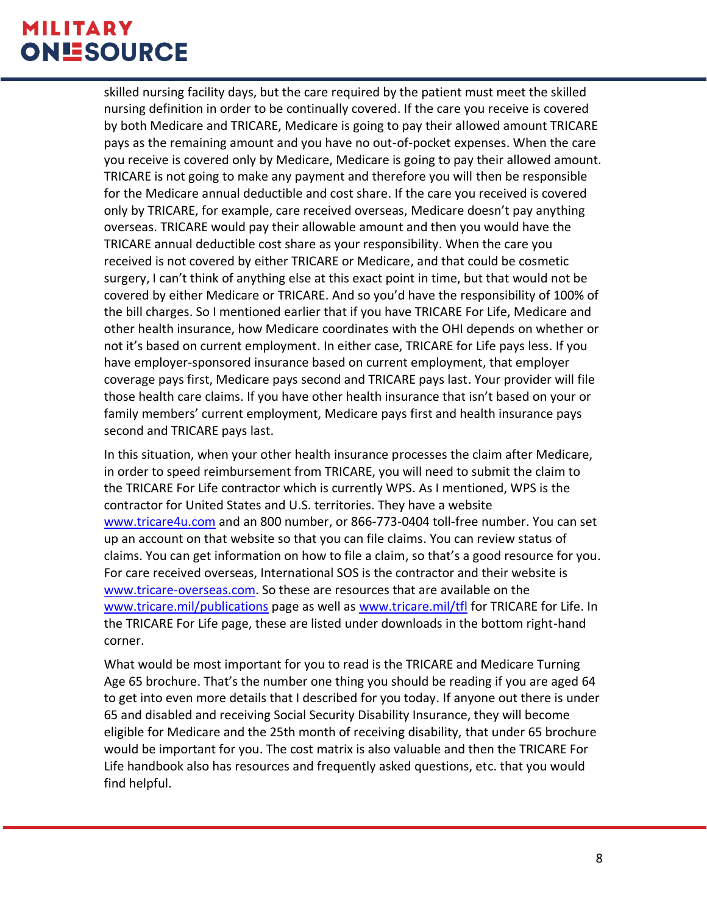skilled nursing facility days, but the care required by the patient must meet the skilled nursing definition in order to be continually covered. If the care you receive is covered by both Medicare and TRICARE, Medicare is going to pay their allowed amount TRICARE pays as the remaining amount and you have no out-of-pocket expenses. When the care you receive is covered only by Medicare, Medicare is going to pay their allowed amount. TRICARE is not going to make any payment and therefore you will then be responsible for the Medicare annual deductible and cost share. If the care you received is covered only by TRICARE, for example, care received overseas, Medicare doesn't pay anything overseas. TRICARE would pay their allowable amount and then you would have the TRICARE annual deductible cost share as your responsibility. When the care you received is not covered by either TRICARE or Medicare, and that could be cosmetic surgery, I can't think of anything else at this exact point in time, but that would not be covered by either Medicare or TRICARE. And so you'd have the responsibility of 100% of the bill charges. So I mentioned earlier that if you have TRICARE For Life, Medicare and other health insurance, how Medicare coordinates with the OHI depends on whether or not it's based on current employment. In either case, TRICARE for Life pays less. If you have employer-sponsored insurance based on current employment, that employer coverage pays first, Medicare pays second and TRICARE pays last. Your provider will file those health care claims. If you have other health insurance that isn't based on your or family members' current employment, Medicare pays first and health insurance pays second and TRICARE pays last.

In this situation, when your other health insurance processes the claim after Medicare, in order to speed reimbursement from TRICARE, you will need to submit the claim to the TRICARE For Life contractor which is currently WPS. As I mentioned, WPS is the contractor for United States and U.S. territories. They have a website www.tricare4u.com and an 800 number, or 866-773-0404 toll-free number. You can set up an account on that website so that you can file claims. You can review status of claims. You can get information on how to file a claim, so that's a good resource for you. For care received overseas, International SOS is the contractor and their website is www.tricare-overseas.com. So these are resources that are available on the www.tricare.mil/publications page as well as www.tricare.mil/tfl for TRICARE for Life. In the TRICARE For Life page, these are listed under downloads in the bottom right-hand corner.

What would be most important for you to read is the TRICARE and Medicare Turning Age 65 brochure. That's the number one thing you should be reading if you are aged 64 to get into even more details that I described for you today. If anyone out there is under 65 and disabled and receiving Social Security Disability Insurance, they will become eligible for Medicare and the 25th month of receiving disability, that under 65 brochure would be important for you. The cost matrix is also valuable and then the TRICARE For Life handbook also has resources and frequently asked questions, etc. that you would find helpful.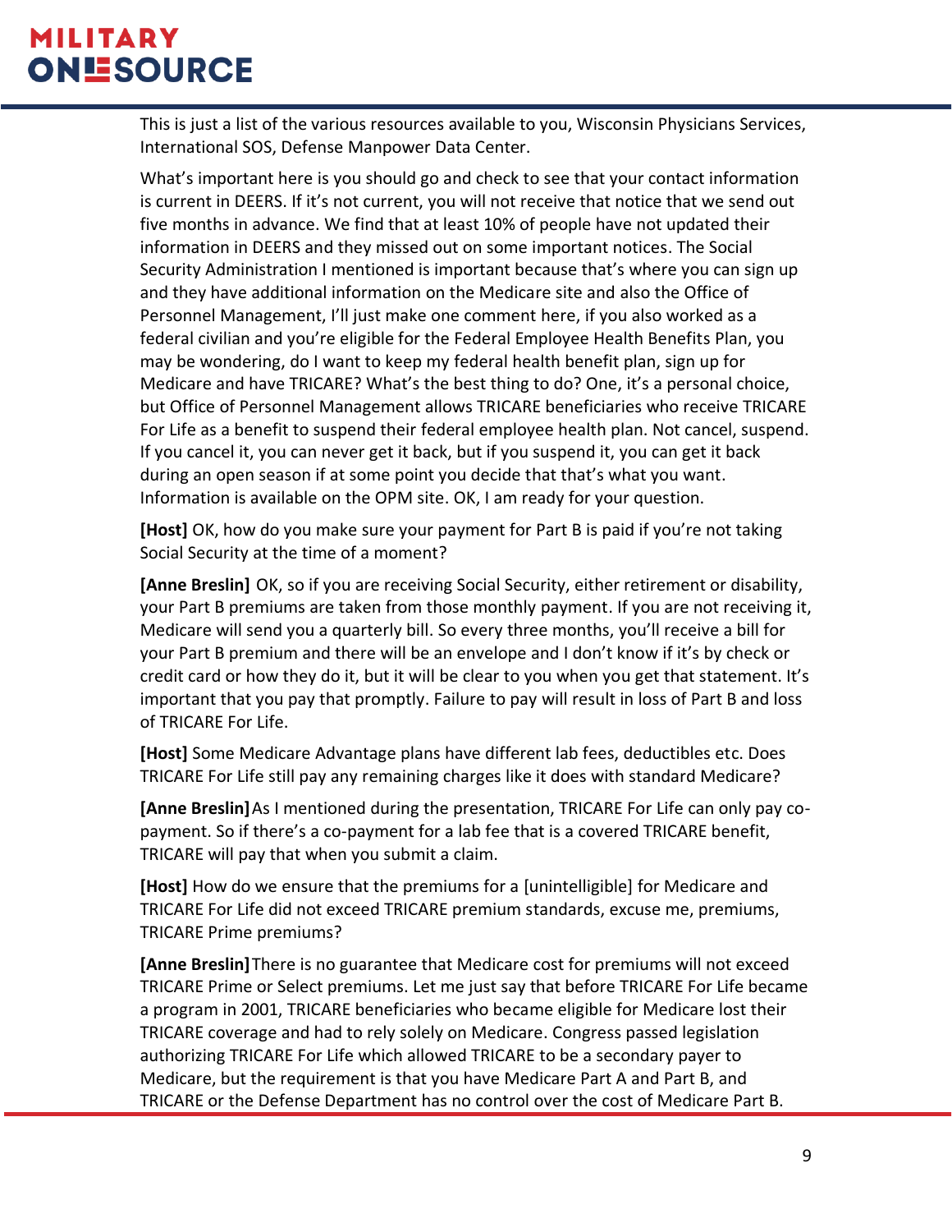This is just a list of the various resources available to you, Wisconsin Physicians Services, International SOS, Defense Manpower Data Center.

What's important here is you should go and check to see that your contact information is current in DEERS. If it's not current, you will not receive that notice that we send out five months in advance. We find that at least 10% of people have not updated their information in DEERS and they missed out on some important notices. The Social Security Administration I mentioned is important because that's where you can sign up and they have additional information on the Medicare site and also the Office of Personnel Management, I'll just make one comment here, if you also worked as a federal civilian and you're eligible for the Federal Employee Health Benefits Plan, you may be wondering, do I want to keep my federal health benefit plan, sign up for Medicare and have TRICARE? What's the best thing to do? One, it's a personal choice, but Office of Personnel Management allows TRICARE beneficiaries who receive TRICARE For Life as a benefit to suspend their federal employee health plan. Not cancel, suspend. If you cancel it, you can never get it back, but if you suspend it, you can get it back during an open season if at some point you decide that that's what you want. Information is available on the OPM site. OK, I am ready for your question.

**[Host]** OK, how do you make sure your payment for Part B is paid if you're not taking Social Security at the time of a moment?

**[Anne Breslin]** OK, so if you are receiving Social Security, either retirement or disability, your Part B premiums are taken from those monthly payment. If you are not receiving it, Medicare will send you a quarterly bill. So every three months, you'll receive a bill for your Part B premium and there will be an envelope and I don't know if it's by check or credit card or how they do it, but it will be clear to you when you get that statement. It's important that you pay that promptly. Failure to pay will result in loss of Part B and loss of TRICARE For Life.

**[Host]** Some Medicare Advantage plans have different lab fees, deductibles etc. Does TRICARE For Life still pay any remaining charges like it does with standard Medicare?

**[Anne Breslin]** As I mentioned during the presentation, TRICARE For Life can only pay co-payment. So if there's a co-payment for a lab fee that is a covered TRICARE benefit, TRICARE will pay that when you submit a claim.

**[Host]** How do we ensure that the premiums for a [unintelligible] for Medicare and TRICARE For Life did not exceed TRICARE premium standards, excuse me, premiums, TRICARE Prime premiums?

**[Anne Breslin]** There is no guarantee that Medicare cost for premiums will not exceed TRICARE Prime or Select premiums. Let me just say that before TRICARE For Life became a program in 2001, TRICARE beneficiaries who became eligible for Medicare lost their TRICARE coverage and had to rely solely on Medicare. Congress passed legislation authorizing TRICARE For Life which allowed TRICARE to be a secondary payer to Medicare, but the requirement is that you have Medicare Part A and Part B, and TRICARE or the Defense Department has no control over the cost of Medicare Part B.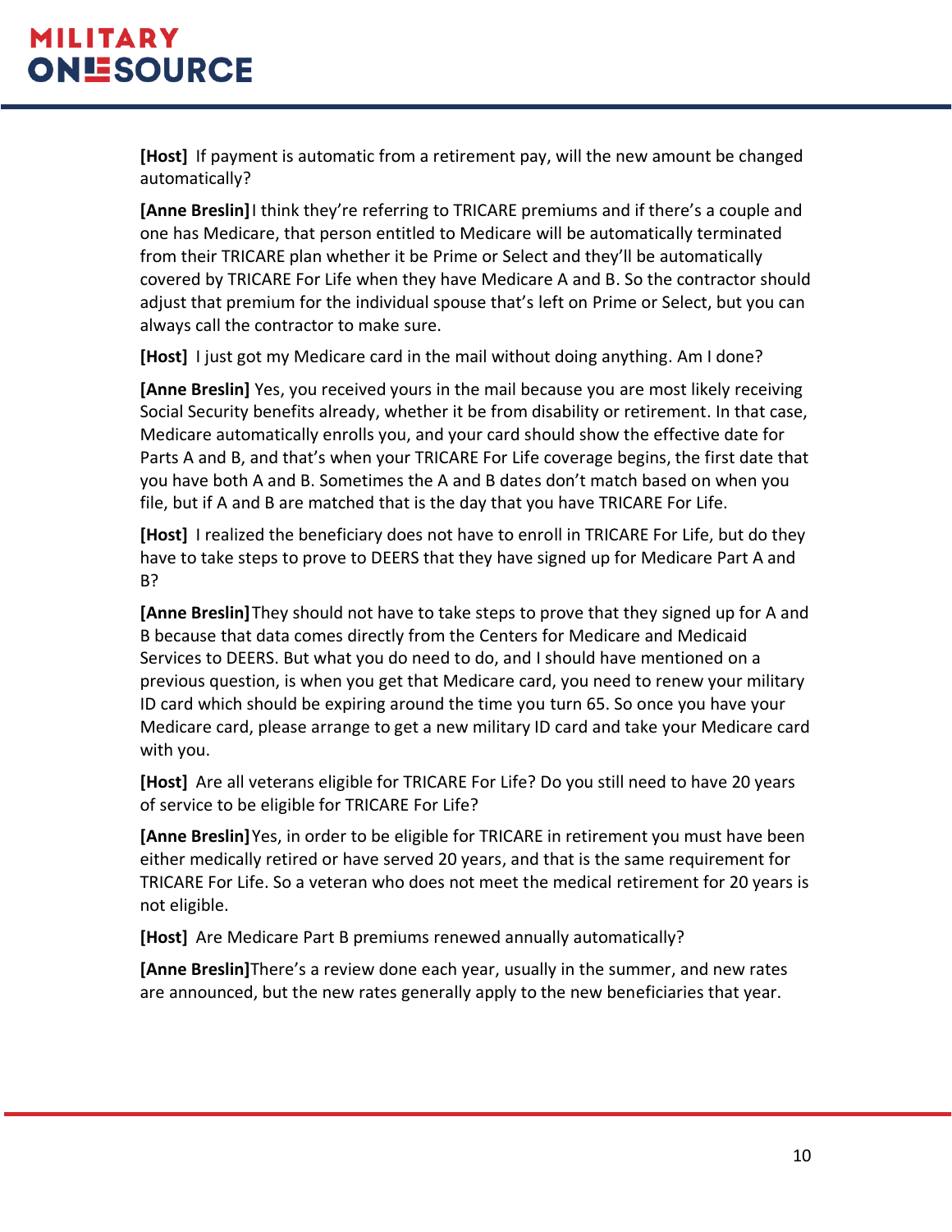**[Host]** If payment is automatic from a retirement pay, will the new amount be changed automatically?

**[Anne Breslin]** I think they're referring to TRICARE premiums and if there's a couple and one has Medicare, that person entitled to Medicare will be automatically terminated from their TRICARE plan whether it be Prime or Select and they'll be automatically covered by TRICARE For Life when they have Medicare A and B. So the contractor should adjust that premium for the individual spouse that's left on Prime or Select, but you can always call the contractor to make sure.

**[Host]** I just got my Medicare card in the mail without doing anything. Am I done?

**[Anne Breslin]** Yes, you received yours in the mail because you are most likely receiving Social Security benefits already, whether it be from disability or retirement. In that case, Medicare automatically enrolls you, and your card should show the effective date for Parts A and B, and that's when your TRICARE For Life coverage begins, the first date that you have both A and B. Sometimes the A and B dates don't match based on when you file, but if A and B are matched that is the day that you have TRICARE For Life.

**[Host]** I realized the beneficiary does not have to enroll in TRICARE For Life, but do they have to take steps to prove to DEERS that they have signed up for Medicare Part A and B?

**[Anne Breslin]** They should not have to take steps to prove that they signed up for A and B because that data comes directly from the Centers for Medicare and Medicaid Services to DEERS. But what you do need to do, and I should have mentioned on a previous question, is when you get that Medicare card, you need to renew your military ID card which should be expiring around the time you turn 65. So once you have your Medicare card, please arrange to get a new military ID card and take your Medicare card with you.

**[Host]** Are all veterans eligible for TRICARE For Life? Do you still need to have 20 years of service to be eligible for TRICARE For Life?

**[Anne Breslin]** Yes, in order to be eligible for TRICARE in retirement you must have been either medically retired or have served 20 years, and that is the same requirement for TRICARE For Life. So a veteran who does not meet the medical retirement for 20 years is not eligible.

**[Host]** Are Medicare Part B premiums renewed annually automatically?

**[Anne Breslin]** There's a review done each year, usually in the summer, and new rates are announced, but the new rates generally apply to the new beneficiaries that year.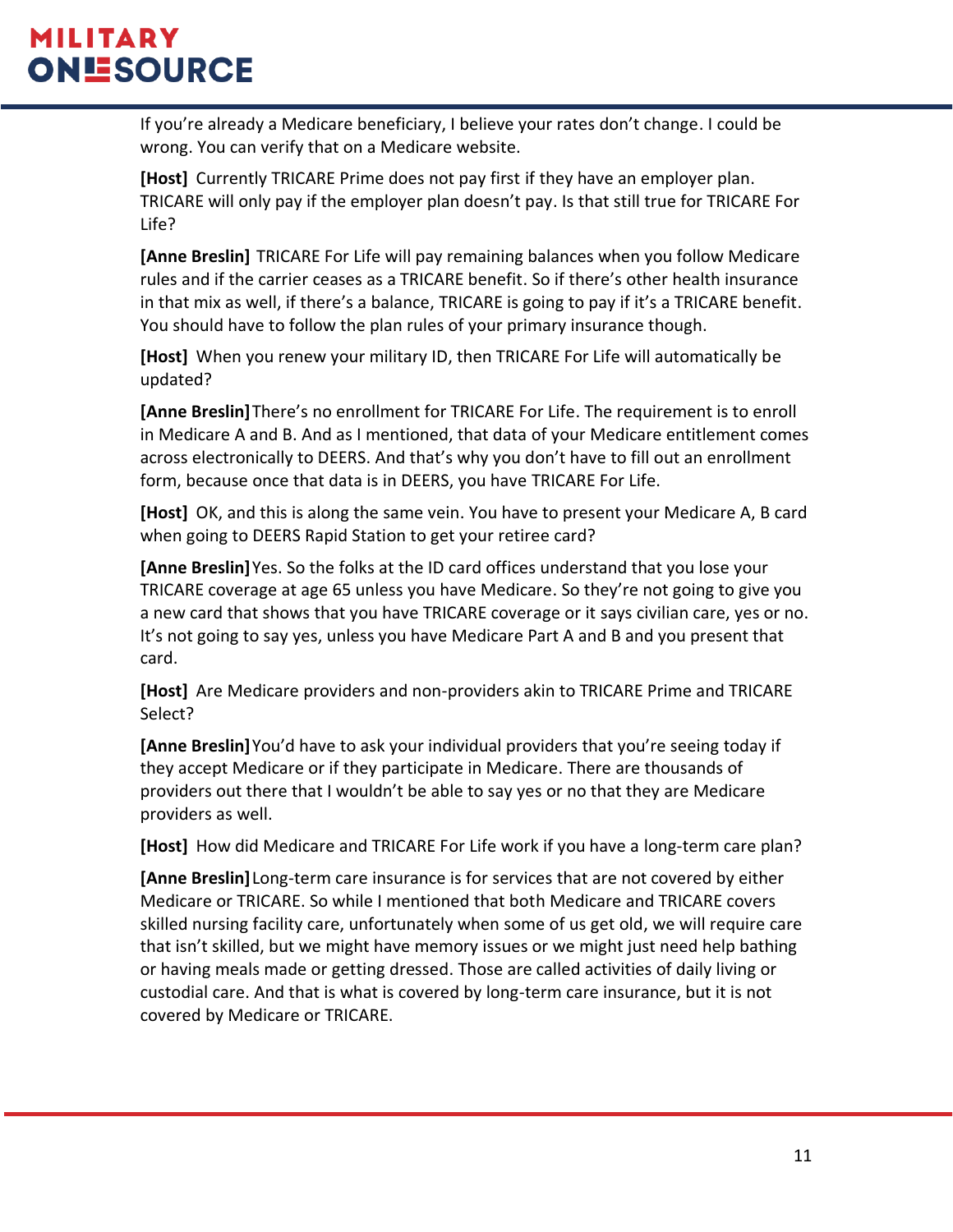If you're already a Medicare beneficiary, I believe your rates don't change. I could be wrong. You can verify that on a Medicare website.

**[Host]** Currently TRICARE Prime does not pay first if they have an employer plan. TRICARE will only pay if the employer plan doesn't pay. Is that still true for TRICARE For Life?

**[Anne Breslin]** TRICARE For Life will pay remaining balances when you follow Medicare rules and if the carrier ceases as a TRICARE benefit. So if there's other health insurance in that mix as well, if there's a balance, TRICARE is going to pay if it's a TRICARE benefit. You should have to follow the plan rules of your primary insurance though.

**[Host]** When you renew your military ID, then TRICARE For Life will automatically be updated?

**[Anne Breslin]** There's no enrollment for TRICARE For Life. The requirement is to enroll in Medicare A and B. And as I mentioned, that data of your Medicare entitlement comes across electronically to DEERS. And that's why you don't have to fill out an enrollment form, because once that data is in DEERS, you have TRICARE For Life.

**[Host]** OK, and this is along the same vein. You have to present your Medicare A, B card when going to DEERS Rapid Station to get your retiree card?

**[Anne Breslin]** Yes. So the folks at the ID card offices understand that you lose your TRICARE coverage at age 65 unless you have Medicare. So they're not going to give you a new card that shows that you have TRICARE coverage or it says civilian care, yes or no. It's not going to say yes, unless you have Medicare Part A and B and you present that card.

**[Host]** Are Medicare providers and non-providers akin to TRICARE Prime and TRICARE Select?

**[Anne Breslin]** You'd have to ask your individual providers that you're seeing today if they accept Medicare or if they participate in Medicare. There are thousands of providers out there that I wouldn't be able to say yes or no that they are Medicare providers as well.

**[Host]** How did Medicare and TRICARE For Life work if you have a long-term care plan?

**[Anne Breslin]** Long-term care insurance is for services that are not covered by either Medicare or TRICARE. So while I mentioned that both Medicare and TRICARE covers skilled nursing facility care, unfortunately when some of us get old, we will require care that isn't skilled, but we might have memory issues or we might just need help bathing or having meals made or getting dressed. Those are called activities of daily living or custodial care. And that is what is covered by long-term care insurance, but it is not covered by Medicare or TRICARE.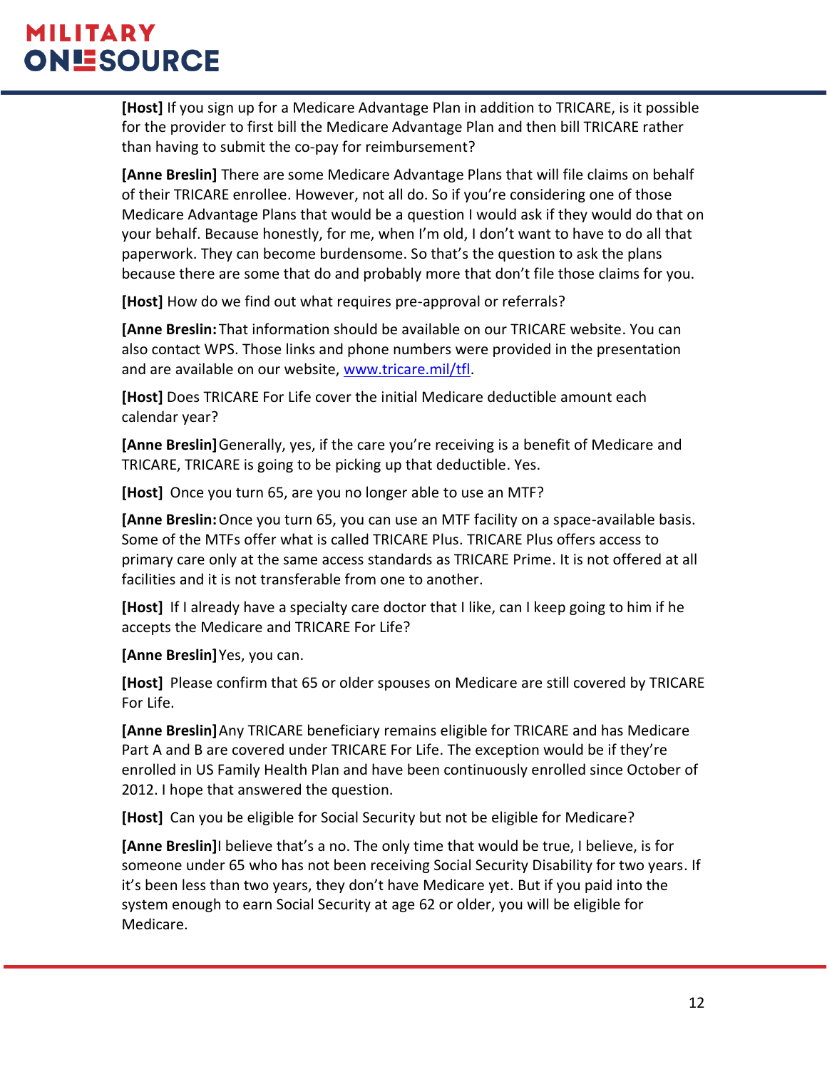**[Host]** If you sign up for a Medicare Advantage Plan in addition to TRICARE, is it possible for the provider to first bill the Medicare Advantage Plan and then bill TRICARE rather than having to submit the co-pay for reimbursement?

**[Anne Breslin]** There are some Medicare Advantage Plans that will file claims on behalf of their TRICARE enrollee. However, not all do. So if you're considering one of those Medicare Advantage Plans that would be a question I would ask if they would do that on your behalf. Because honestly, for me, when I'm old, I don't want to have to do all that paperwork. They can become burdensome. So that's the question to ask the plans because there are some that do and probably more that don't file those claims for you.

**[Host]** How do we find out what requires pre-approval or referrals?

**[Anne Breslin:** That information should be available on our TRICARE website. You can also contact WPS. Those links and phone numbers were provided in the presentation and are available on our website, www.tricare.mil/tfl.

**[Host]** Does TRICARE For Life cover the initial Medicare deductible amount each calendar year?

**[Anne Breslin]** Generally, yes, if the care you're receiving is a benefit of Medicare and TRICARE, TRICARE is going to be picking up that deductible. Yes.

**[Host]** Once you turn 65, are you no longer able to use an MTF?

**[Anne Breslin:** Once you turn 65, you can use an MTF facility on a space-available basis. Some of the MTFs offer what is called TRICARE Plus. TRICARE Plus offers access to primary care only at the same access standards as TRICARE Prime. It is not offered at all facilities and it is not transferable from one to another.

**[Host]** If I already have a specialty care doctor that I like, can I keep going to him if he accepts the Medicare and TRICARE For Life?

**[Anne Breslin]** Yes, you can.

**[Host]** Please confirm that 65 or older spouses on Medicare are still covered by TRICARE For Life.

**[Anne Breslin]** Any TRICARE beneficiary remains eligible for TRICARE and has Medicare Part A and B are covered under TRICARE For Life. The exception would be if they're enrolled in US Family Health Plan and have been continuously enrolled since October of 2012. I hope that answered the question.

**[Host]** Can you be eligible for Social Security but not be eligible for Medicare?

**[Anne Breslin]** I believe that's a no. The only time that would be true, I believe, is for someone under 65 who has not been receiving Social Security Disability for two years. If it's been less than two years, they don't have Medicare yet. But if you paid into the system enough to earn Social Security at age 62 or older, you will be eligible for Medicare.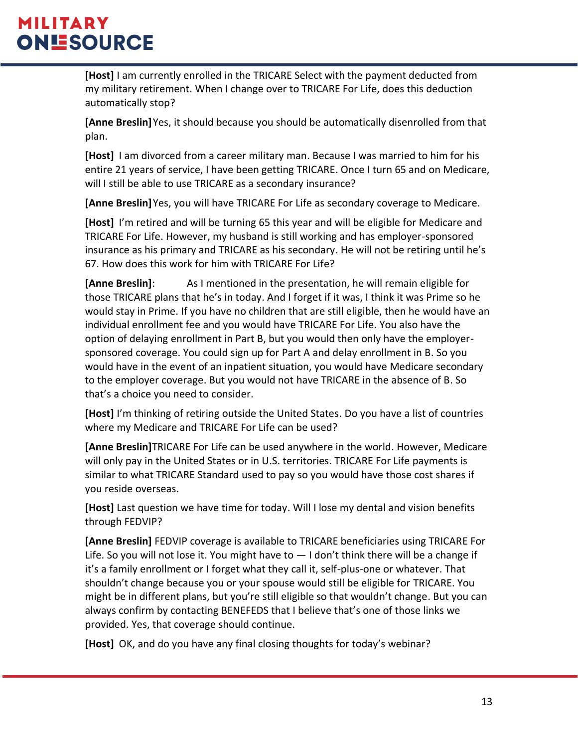**[Host]** I am currently enrolled in the TRICARE Select with the payment deducted from my military retirement. When I change over to TRICARE For Life, does this deduction automatically stop?

**[Anne Breslin]** Yes, it should because you should be automatically disenrolled from that plan.

**[Host]** I am divorced from a career military man. Because I was married to him for his entire 21 years of service, I have been getting TRICARE. Once I turn 65 and on Medicare, will I still be able to use TRICARE as a secondary insurance?

**[Anne Breslin]** Yes, you will have TRICARE For Life as secondary coverage to Medicare.

**[Host]** I'm retired and will be turning 65 this year and will be eligible for Medicare and TRICARE For Life. However, my husband is still working and has employer-sponsored insurance as his primary and TRICARE as his secondary. He will not be retiring until he's 67. How does this work for him with TRICARE For Life?

**[Anne Breslin]**: As I mentioned in the presentation, he will remain eligible for those TRICARE plans that he's in today. And I forget if it was, I think it was Prime so he would stay in Prime. If you have no children that are still eligible, then he would have an individual enrollment fee and you would have TRICARE For Life. You also have the option of delaying enrollment in Part B, but you would then only have the employer-sponsored coverage. You could sign up for Part A and delay enrollment in B. So you would have in the event of an inpatient situation, you would have Medicare secondary to the employer coverage. But you would not have TRICARE in the absence of B. So that's a choice you need to consider.

**[Host]** I'm thinking of retiring outside the United States. Do you have a list of countries where my Medicare and TRICARE For Life can be used?

**[Anne Breslin]** TRICARE For Life can be used anywhere in the world. However, Medicare will only pay in the United States or in U.S. territories. TRICARE For Life payments is similar to what TRICARE Standard used to pay so you would have those cost shares if you reside overseas.

**[Host]** Last question we have time for today. Will I lose my dental and vision benefits through FEDVIP?

**[Anne Breslin]** FEDVIP coverage is available to TRICARE beneficiaries using TRICARE For Life. So you will not lose it. You might have to — I don't think there will be a change if it's a family enrollment or I forget what they call it, self-plus-one or whatever. That shouldn't change because you or your spouse would still be eligible for TRICARE. You might be in different plans, but you're still eligible so that wouldn't change. But you can always confirm by contacting BENEFEDS that I believe that's one of those links we provided. Yes, that coverage should continue.

**[Host]** OK, and do you have any final closing thoughts for today's webinar?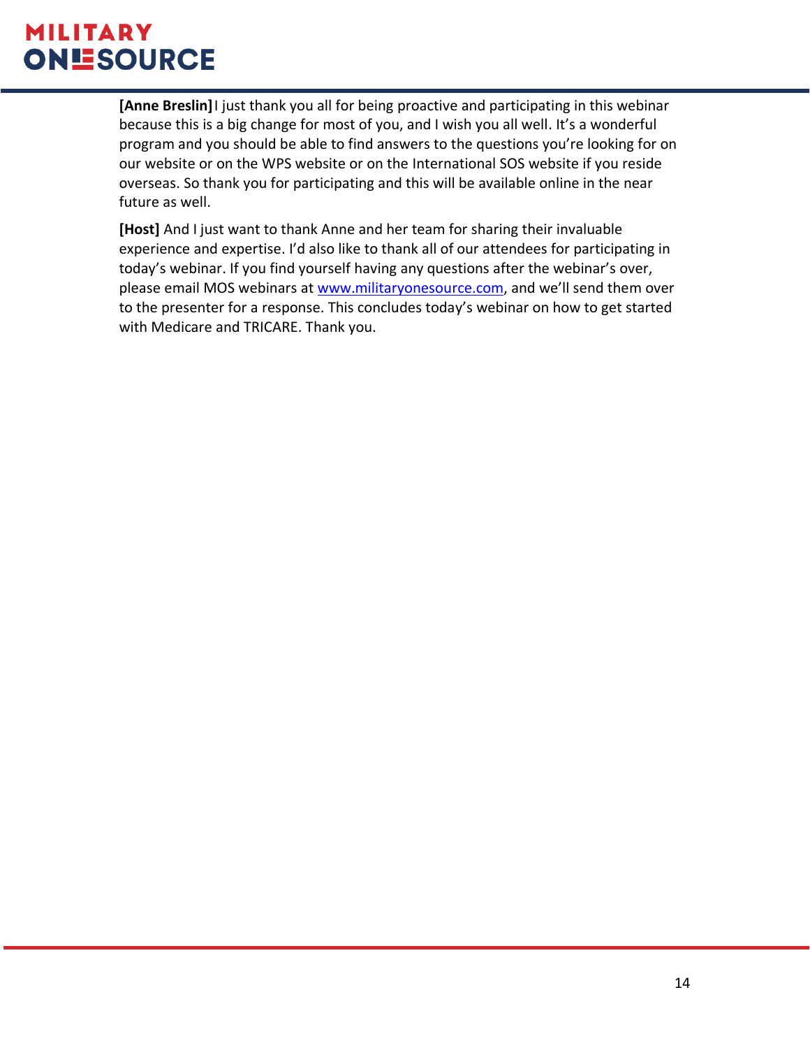**[Anne Breslin]** I just thank you all for being proactive and participating in this webinar because this is a big change for most of you, and I wish you all well. It's a wonderful program and you should be able to find answers to the questions you're looking for on our website or on the WPS website or on the International SOS website if you reside overseas. So thank you for participating and this will be available online in the near future as well.

**[Host]** And I just want to thank Anne and her team for sharing their invaluable experience and expertise. I'd also like to thank all of our attendees for participating in today's webinar. If you find yourself having any questions after the webinar's over, please email MOS webinars at [www.militaryonesource.com](http://www.militaryonesource.com), and we'll send them over to the presenter for a response. This concludes today's webinar on how to get started with Medicare and TRICARE. Thank you.